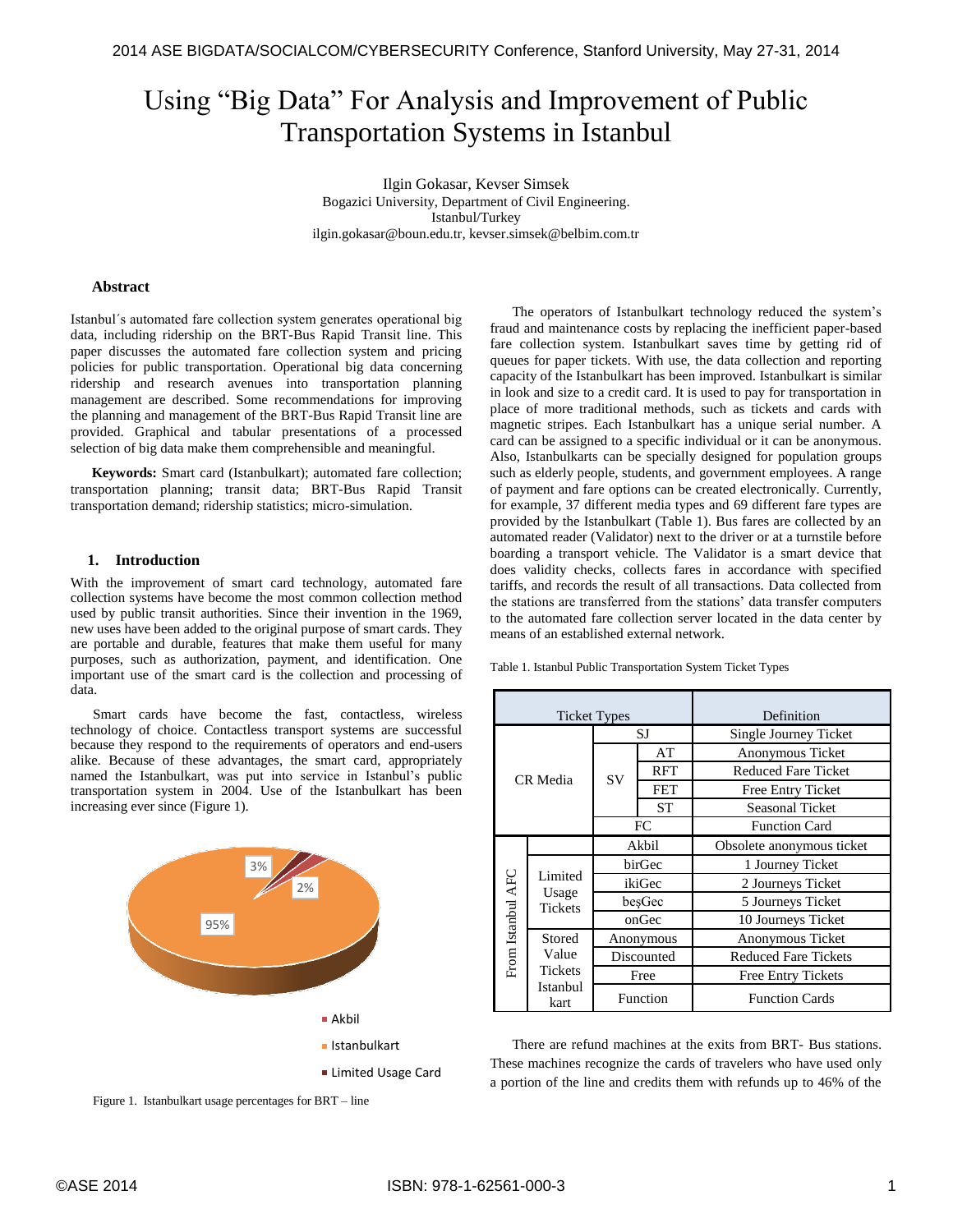# Using "Big Data" For Analysis and Improvement of Public Transportation Systems in Istanbul

Ilgin Gokasar, Kevser Simsek

Bogazici University, Department of Civil Engineering.

Istanbul/Turkey

ilgin.gokasar@boun.edu.tr, kevser.simsek@belbim.com.tr

### Abstract

Istanbul´s automated fare collection system generates operational big data, including ridership on the BRT-Bus Rapid Transit line. This paper discusses the automated fare collection system and pricing policies for public transportation. Operational big data concerning ridership and research avenues into transportation planning management are described. Some recommendations for improving the planning and management of the BRT-Bus Rapid Transit line are provided. Graphical and tabular presentations of a processed selection of big data make them comprehensible and meaningful.

**Keywords:** Smart card (Istanbulkart); automated fare collection; transportation planning; transit data; BRT-Bus Rapid Transit transportation demand; ridership statistics; micro-simulation.

## 1. Introduction

With the improvement of smart card technology, automated fare collection systems have become the most common collection method used by public transit authorities. Since their invention in the 1969, new uses have been added to the original purpose of smart cards. They are portable and durable, features that make them useful for many purposes, such as authorization, payment, and identification. One important use of the smart card is the collection and processing of data.

Smart cards have become the fast, contactless, wireless technology of choice. Contactless transport systems are successful because they respond to the requirements of operators and end-users alike. Because of these advantages, the smart card, appropriately named the Istanbulkart, was put into service in Istanbul's public transportation system in 2004. Use of the Istanbulkart has been increasing ever since (Figure 1).

3%
2%
95%

- Akbil
- Istanbulkart
- Limited Usage Card

Figure 1. Istanbulkart usage percentages for BRT – line

The operators of Istanbulkart technology reduced the system's fraud and maintenance costs by replacing the inefficient paper-based fare collection system. Istanbulkart saves time by getting rid of queues for paper tickets. With use, the data collection and reporting capacity of the Istanbulkart has been improved. Istanbulkart is similar in look and size to a credit card. It is used to pay for transportation in place of more traditional methods, such as tickets and cards with magnetic stripes. Each Istanbulkart has a unique serial number. A card can be assigned to a specific individual or it can be anonymous. Also, Istanbulkarts can be specially designed for population groups such as elderly people, students, and government employees. A range of payment and fare options can be created electronically. Currently, for example, 37 different media types and 69 different fare types are provided by the Istanbulkart (Table 1). Bus fares are collected by an automated reader (Validator) next to the driver or at a turnstile before boarding a transport vehicle. The Validator is a smart device that does validity checks, collects fares in accordance with specified tariffs, and records the result of all transactions. Data collected from the stations are transferred from the stations' data transfer computers to the automated fare collection server located in the data center by means of an established external network.

Table 1. Istanbul Public Transportation System Ticket Types

| Ticket Types | | | | Definition |
|---|---|---|---|---|
| CR Media | | SJ | | Single Journey Ticket |
| | | SV | AT | Anonymous Ticket |
| | | | RFT | Reduced Fare Ticket |
| | | | FET | Free Entry Ticket |
| | | | ST | Seasonal Ticket |
| | | FC | | Function Card |
| From Istanbul AFC | | Akbil | | Obsolete anonymous ticket |
| | Limited Usage Tickets | birGec | | 1 Journey Ticket |
| | | ikiGec | | 2 Journeys Ticket |
| | | beşGec | | 5 Journeys Ticket |
| | | onGec | | 10 Journeys Ticket |
| | Stored Value Tickets Istanbul kart | Anonymous | | Anonymous Ticket |
| | | Discounted | | Reduced Fare Tickets |
| | | Free | | Free Entry Tickets |
| | | Function | | Function Cards |

There are refund machines at the exits from BRT- Bus stations. These machines recognize the cards of travelers who have used only a portion of the line and credits them with refunds up to 46% of the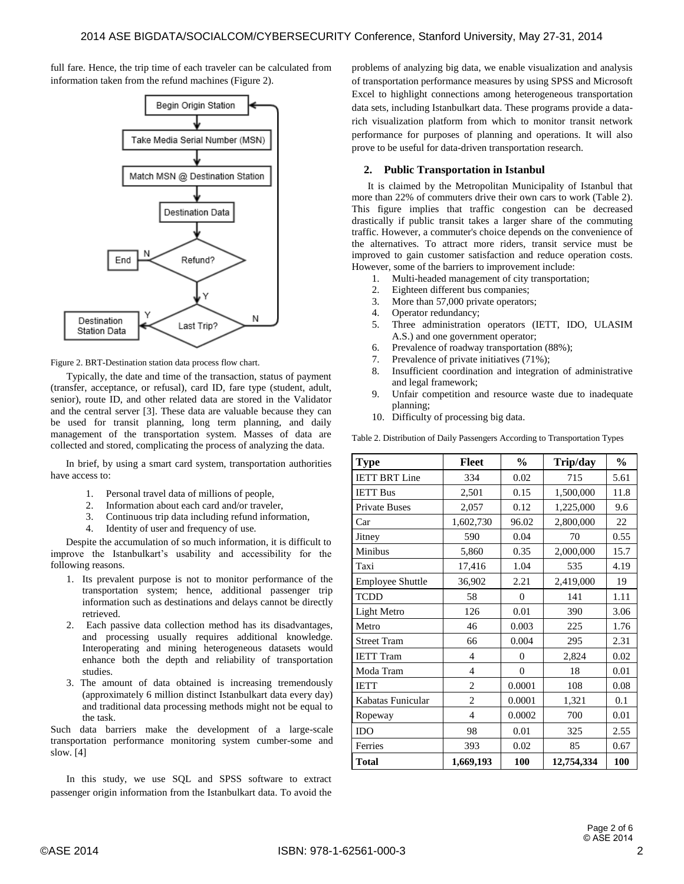full fare. Hence, the trip time of each traveler can be calculated from information taken from the refund machines (Figure 2).

Figure 2. BRT-Destination station data process flow chart.

Typically, the date and time of the transaction, status of payment (transfer, acceptance, or refusal), card ID, fare type (student, adult, senior), route ID, and other related data are stored in the Validator and the central server [3]. These data are valuable because they can be used for transit planning, long term planning, and daily management of the transportation system. Masses of data are collected and stored, complicating the process of analyzing the data.

In brief, by using a smart card system, transportation authorities have access to:

1. Personal travel data of millions of people,
2. Information about each card and/or traveler,
3. Continuous trip data including refund information,
4. Identity of user and frequency of use.

Despite the accumulation of so much information, it is difficult to improve the Istanbulkart's usability and accessibility for the following reasons.

1. Its prevalent purpose is not to monitor performance of the transportation system; hence, additional passenger trip information such as destinations and delays cannot be directly retrieved.
2. Each passive data collection method has its disadvantages, and processing usually requires additional knowledge. Interoperating and mining heterogeneous datasets would enhance both the depth and reliability of transportation studies.
3. The amount of data obtained is increasing tremendously (approximately 6 million distinct Istanbulkart data every day) and traditional data processing methods might not be equal to the task.

Such data barriers make the development of a large-scale transportation performance monitoring system cumber-some and slow. [4]

In this study, we use SQL and SPSS software to extract passenger origin information from the Istanbulkart data. To avoid the problems of analyzing big data, we enable visualization and analysis of transportation performance measures by using SPSS and Microsoft Excel to highlight connections among heterogeneous transportation data sets, including Istanbulkart data. These programs provide a data-rich visualization platform from which to monitor transit network performance for purposes of planning and operations. It will also prove to be useful for data-driven transportation research.

## 2. Public Transportation in Istanbul

It is claimed by the Metropolitan Municipality of Istanbul that more than 22% of commuters drive their own cars to work (Table 2). This figure implies that traffic congestion can be decreased drastically if public transit takes a larger share of the commuting traffic. However, a commuter's choice depends on the convenience of the alternatives. To attract more riders, transit service must be improved to gain customer satisfaction and reduce operation costs. However, some of the barriers to improvement include:

1. Multi-headed management of city transportation;
2. Eighteen different bus companies;
3. More than 57,000 private operators;
4. Operator redundancy;
5. Three administration operators (IETT, IDO, ULASIM A.S.) and one government operator;
6. Prevalence of roadway transportation (88%);
7. Prevalence of private initiatives (71%);
8. Insufficient coordination and integration of administrative and legal framework;
9. Unfair competition and resource waste due to inadequate planning;
10. Difficulty of processing big data.

Table 2. Distribution of Daily Passengers According to Transportation Types

| Type | Fleet | % | Trip/day | % |
|---|---|---|---|---|
| IETT BRT Line | 334 | 0.02 | 715 | 5.61 |
| IETT Bus | 2,501 | 0.15 | 1,500,000 | 11.8 |
| Private Buses | 2,057 | 0.12 | 1,225,000 | 9.6 |
| Car | 1,602,730 | 96.02 | 2,800,000 | 22 |
| Jitney | 590 | 0.04 | 70 | 0.55 |
| Minibus | 5,860 | 0.35 | 2,000,000 | 15.7 |
| Taxi | 17,416 | 1.04 | 535 | 4.19 |
| Employee Shuttle | 36,902 | 2.21 | 2,419,000 | 19 |
| TCDD | 58 | 0 | 141 | 1.11 |
| Light Metro | 126 | 0.01 | 390 | 3.06 |
| Metro | 46 | 0.003 | 225 | 1.76 |
| Street Tram | 66 | 0.004 | 295 | 2.31 |
| IETT Tram | 4 | 0 | 2,824 | 0.02 |
| Moda Tram | 4 | 0 | 18 | 0.01 |
| IETT | 2 | 0.0001 | 108 | 0.08 |
| Kabatas Funicular | 2 | 0.0001 | 1,321 | 0.1 |
| Ropeway | 4 | 0.0002 | 700 | 0.01 |
| IDO | 98 | 0.01 | 325 | 2.55 |
| Ferries | 393 | 0.02 | 85 | 0.67 |
| **Total** | **1,669,193** | **100** | **12,754,334** | **100** |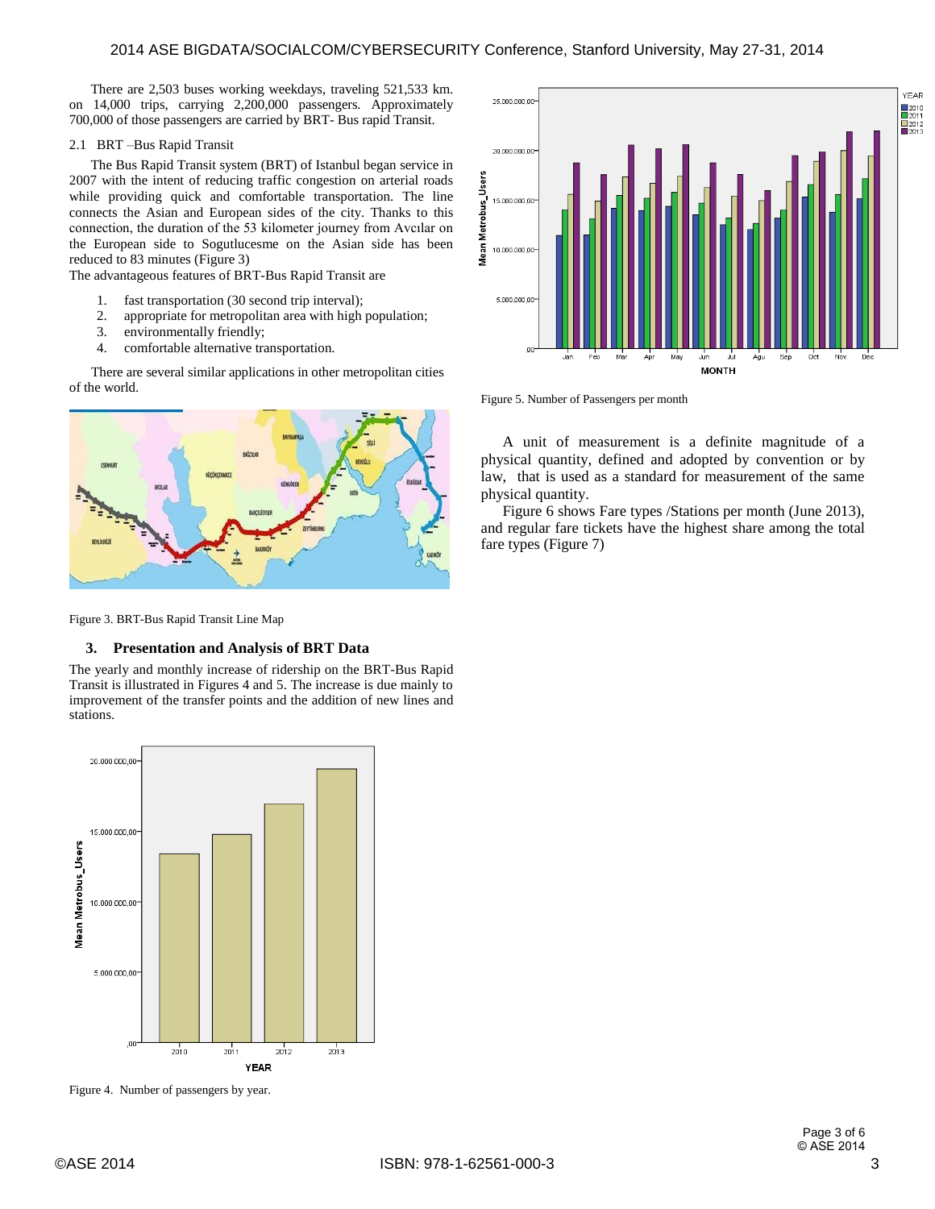There are 2,503 buses working weekdays, traveling 521,533 km. on 14,000 trips, carrying 2,200,000 passengers. Approximately 700,000 of those passengers are carried by BRT- Bus rapid Transit.

## 2.1 BRT –Bus Rapid Transit

The Bus Rapid Transit system (BRT) of Istanbul began service in 2007 with the intent of reducing traffic congestion on arterial roads while providing quick and comfortable transportation. The line connects the Asian and European sides of the city. Thanks to this connection, the duration of the 53 kilometer journey from Avcılar on the European side to Sogutlucesme on the Asian side has been reduced to 83 minutes (Figure 3)

The advantageous features of BRT-Bus Rapid Transit are

1. fast transportation (30 second trip interval);
2. appropriate for metropolitan area with high population;
3. environmentally friendly;
4. comfortable alternative transportation.

There are several similar applications in other metropolitan cities of the world.

Figure 3. BRT-Bus Rapid Transit Line Map

## 3. Presentation and Analysis of BRT Data

The yearly and monthly increase of ridership on the BRT-Bus Rapid Transit is illustrated in Figures 4 and 5. The increase is due mainly to improvement of the transfer points and the addition of new lines and stations.

Figure 4. Number of passengers by year.

Figure 5. Number of Passengers per month

A unit of measurement is a definite magnitude of a physical quantity, defined and adopted by convention or by law, that is used as a standard for measurement of the same physical quantity.

Figure 6 shows Fare types /Stations per month (June 2013), and regular fare tickets have the highest share among the total fare types (Figure 7)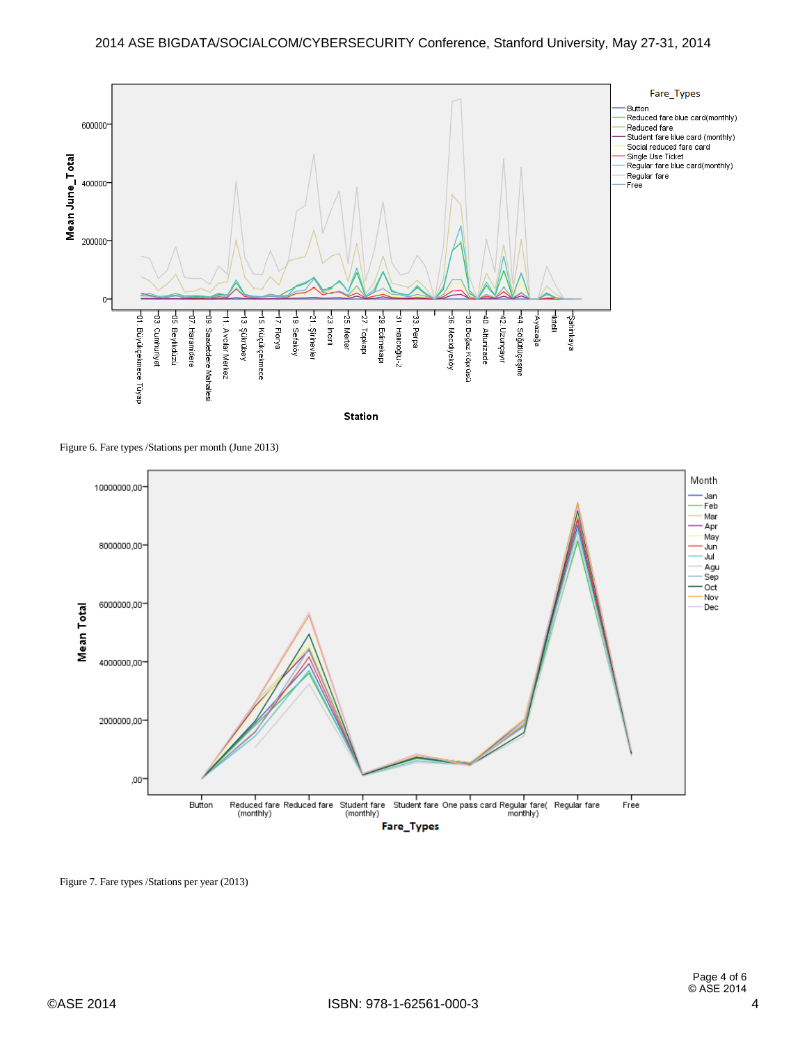Figure 6. Fare types /Stations per month (June 2013)

Figure 7. Fare types /Stations per year (2013)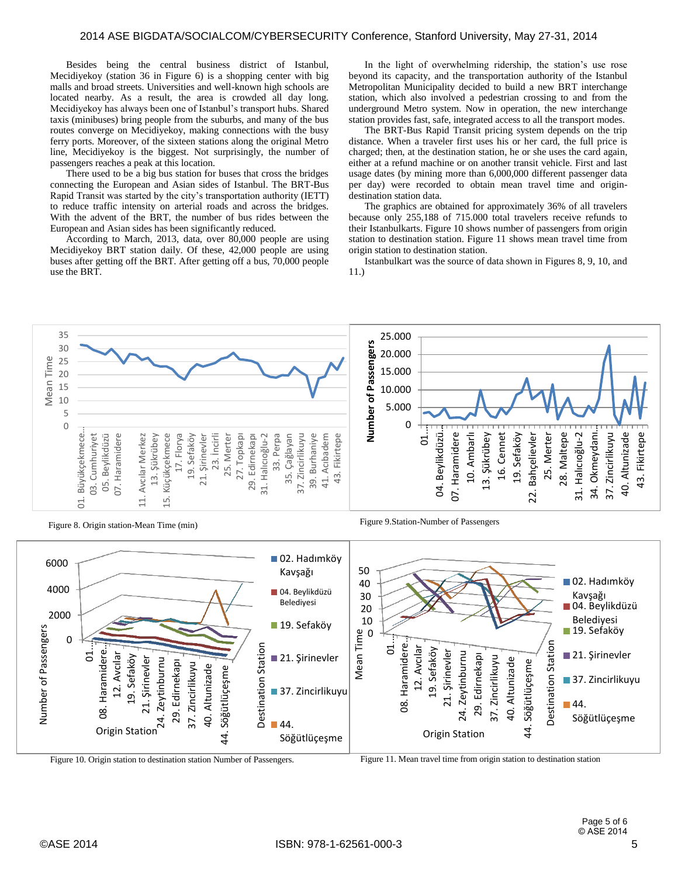Besides being the central business district of Istanbul, Mecidiyekoy (station 36 in Figure 6) is a shopping center with big malls and broad streets. Universities and well-known high schools are located nearby. As a result, the area is crowded all day long. Mecidiyekoy has always been one of Istanbul's transport hubs. Shared taxis (minibuses) bring people from the suburbs, and many of the bus routes converge on Mecidiyekoy, making connections with the busy ferry ports. Moreover, of the sixteen stations along the original Metro line, Mecidiyekoy is the biggest. Not surprisingly, the number of passengers reaches a peak at this location.

There used to be a big bus station for buses that cross the bridges connecting the European and Asian sides of Istanbul. The BRT-Bus Rapid Transit was started by the city's transportation authority (IETT) to reduce traffic intensity on arterial roads and across the bridges. With the advent of the BRT, the number of bus rides between the European and Asian sides has been significantly reduced.

According to March, 2013, data, over 80,000 people are using Mecidiyekoy BRT station daily. Of these, 42,000 people are using buses after getting off the BRT. After getting off a bus, 70,000 people use the BRT.

In the light of overwhelming ridership, the station's use rose beyond its capacity, and the transportation authority of the Istanbul Metropolitan Municipality decided to build a new BRT interchange station, which also involved a pedestrian crossing to and from the underground Metro system. Now in operation, the new interchange station provides fast, safe, integrated access to all the transport modes.

The BRT-Bus Rapid Transit pricing system depends on the trip distance. When a traveler first uses his or her card, the full price is charged; then, at the destination station, he or she uses the card again, either at a refund machine or on another transit vehicle. First and last usage dates (by mining more than 6,000,000 different passenger data per day) were recorded to obtain mean travel time and origin-destination station data.

The graphics are obtained for approximately 36% of all travelers because only 255,188 of 715.000 total travelers receive refunds to their Istanbulkarts. Figure 10 shows number of passengers from origin station to destination station. Figure 11 shows mean travel time from origin station to destination station.

Istanbulkart was the source of data shown in Figures 8, 9, 10, and 11.)

Figure 8. Origin station-Mean Time (min)

Figure 9.Station-Number of Passengers

Figure 10. Origin station to destination station Number of Passengers.

Figure 11. Mean travel time from origin station to destination station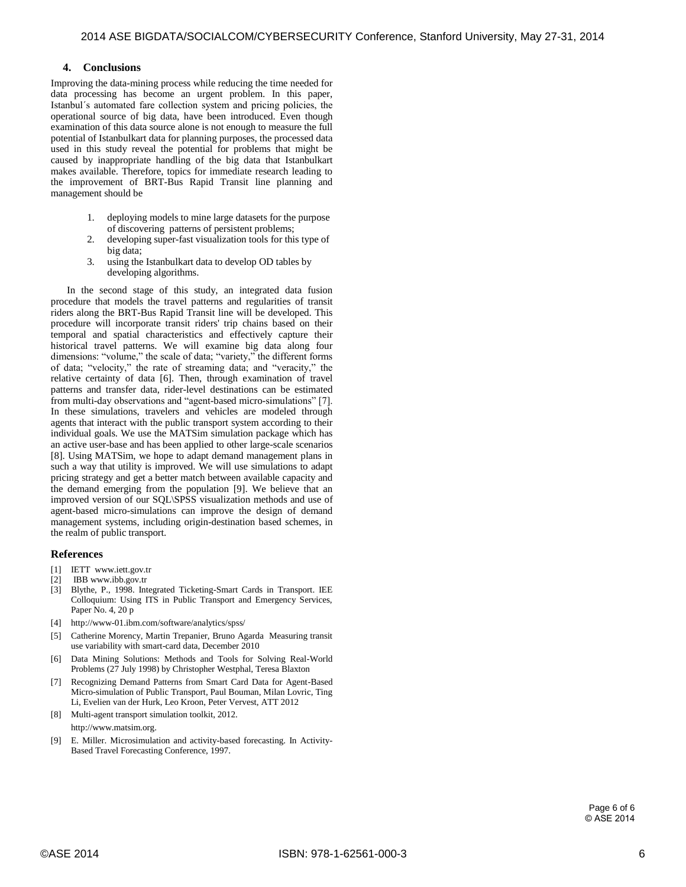## 4. Conclusions

Improving the data-mining process while reducing the time needed for data processing has become an urgent problem. In this paper, Istanbul´s automated fare collection system and pricing policies, the operational source of big data, have been introduced. Even though examination of this data source alone is not enough to measure the full potential of Istanbulkart data for planning purposes, the processed data used in this study reveal the potential for problems that might be caused by inappropriate handling of the big data that Istanbulkart makes available. Therefore, topics for immediate research leading to the improvement of BRT-Bus Rapid Transit line planning and management should be

1. deploying models to mine large datasets for the purpose of discovering patterns of persistent problems;
2. developing super-fast visualization tools for this type of big data;
3. using the Istanbulkart data to develop OD tables by developing algorithms.

In the second stage of this study, an integrated data fusion procedure that models the travel patterns and regularities of transit riders along the BRT-Bus Rapid Transit line will be developed. This procedure will incorporate transit riders' trip chains based on their temporal and spatial characteristics and effectively capture their historical travel patterns. We will examine big data along four dimensions: "volume," the scale of data; "variety," the different forms of data; "velocity," the rate of streaming data; and "veracity," the relative certainty of data [6]. Then, through examination of travel patterns and transfer data, rider-level destinations can be estimated from multi-day observations and "agent-based micro-simulations" [7]. In these simulations, travelers and vehicles are modeled through agents that interact with the public transport system according to their individual goals. We use the MATSim simulation package which has an active user-base and has been applied to other large-scale scenarios [8]. Using MATSim, we hope to adapt demand management plans in such a way that utility is improved. We will use simulations to adapt pricing strategy and get a better match between available capacity and the demand emerging from the population [9]. We believe that an improved version of our SQL\SPSS visualization methods and use of agent-based micro-simulations can improve the design of demand management systems, including origin-destination based schemes, in the realm of public transport.

## References

[1] IETT www.iett.gov.tr

[2] IBB www.ibb.gov.tr

[3] Blythe, P., 1998. Integrated Ticketing-Smart Cards in Transport. IEE Colloquium: Using ITS in Public Transport and Emergency Services, Paper No. 4, 20 p

[4] http://www-01.ibm.com/software/analytics/spss/

[5] Catherine Morency, Martin Trepanier, Bruno Agarda Measuring transit use variability with smart-card data, December 2010

[6] Data Mining Solutions: Methods and Tools for Solving Real-World Problems (27 July 1998) by Christopher Westphal, Teresa Blaxton

[7] Recognizing Demand Patterns from Smart Card Data for Agent-Based Micro-simulation of Public Transport, Paul Bouman, Milan Lovric, Ting Li, Evelien van der Hurk, Leo Kroon, Peter Vervest, ATT 2012

[8] Multi-agent transport simulation toolkit, 2012. http://www.matsim.org.

[9] E. Miller. Microsimulation and activity-based forecasting. In Activity-Based Travel Forecasting Conference, 1997.